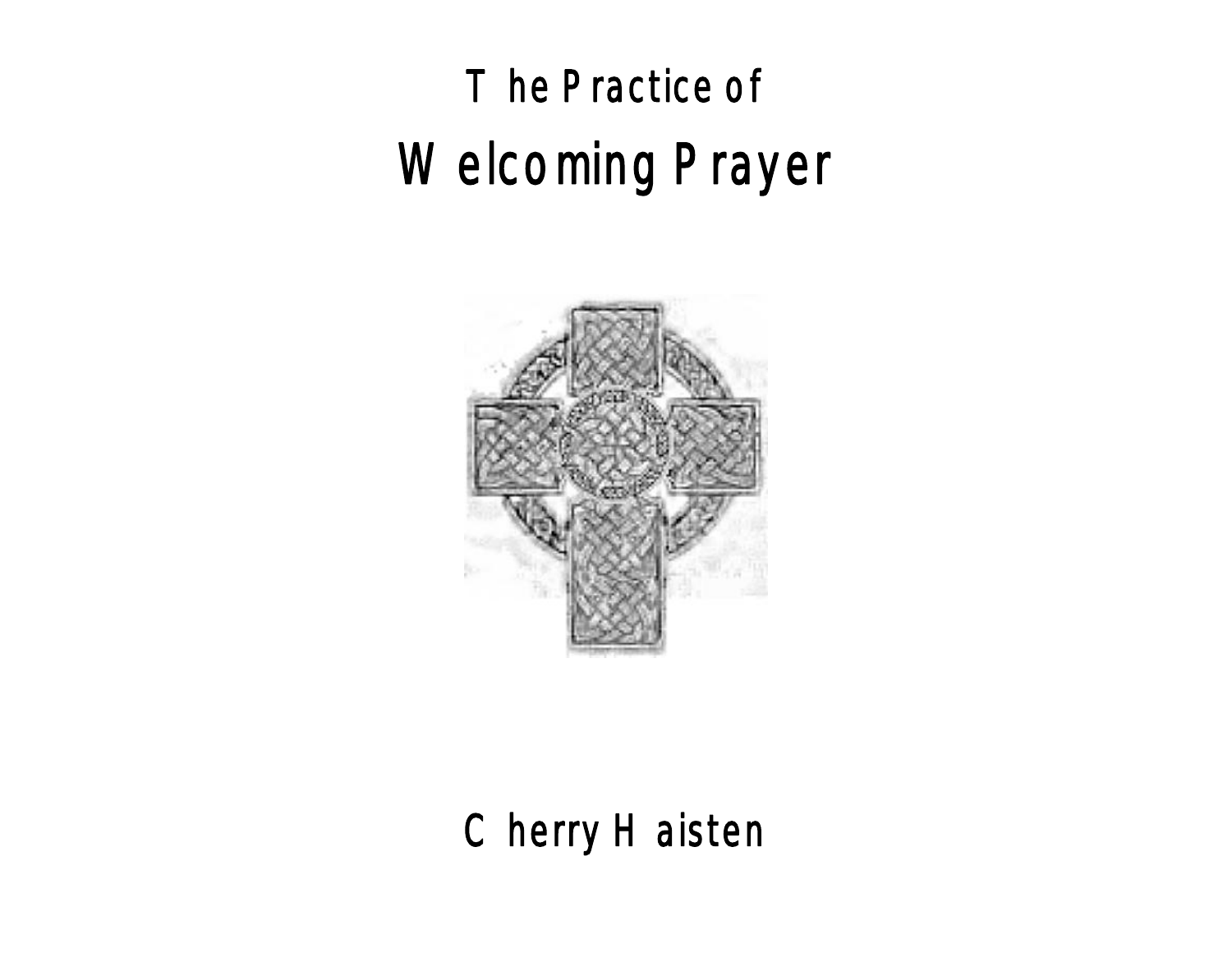The Practice of

# Welcoming Prayer

Cherry Haisten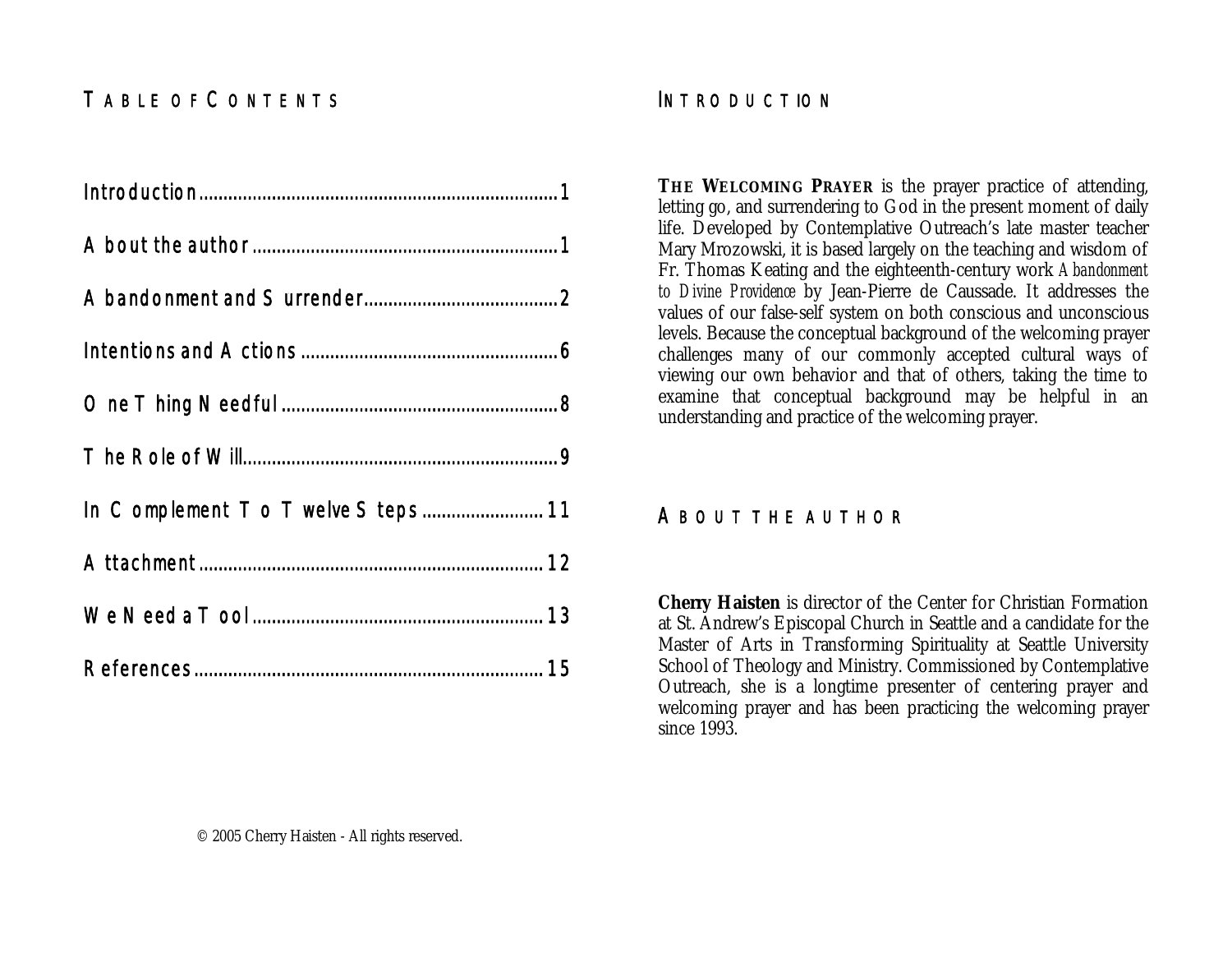# Table of Contents

| | |
|---|---|
| Introduction | 1 |
| About the author | 1 |
| Abandonment and Surrender | 2 |
| Intentions and Actions | 6 |
| One Thing Needful | 8 |
| The Role of Will | 9 |
| In Complement To Twelve Steps | 11 |
| Attachment | 12 |
| We Need a Tool | 13 |
| References | 15 |

© 2005 Cherry Haisten - All rights reserved.

# Introduction

**The Welcoming Prayer** is the prayer practice of attending, letting go, and surrendering to God in the present moment of daily life. Developed by Contemplative Outreach's late master teacher Mary Mrozowski, it is based largely on the teaching and wisdom of Fr. Thomas Keating and the eighteenth-century work *Abandonment to Divine Providence* by Jean-Pierre de Caussade. It addresses the values of our false-self system on both conscious and unconscious levels. Because the conceptual background of the welcoming prayer challenges many of our commonly accepted cultural ways of viewing our own behavior and that of others, taking the time to examine that conceptual background may be helpful in an understanding and practice of the welcoming prayer.

# About the Author

**Cherry Haisten** is director of the Center for Christian Formation at St. Andrew's Episcopal Church in Seattle and a candidate for the Master of Arts in Transforming Spirituality at Seattle University School of Theology and Ministry. Commissioned by Contemplative Outreach, she is a longtime presenter of centering prayer and welcoming prayer and has been practicing the welcoming prayer since 1993.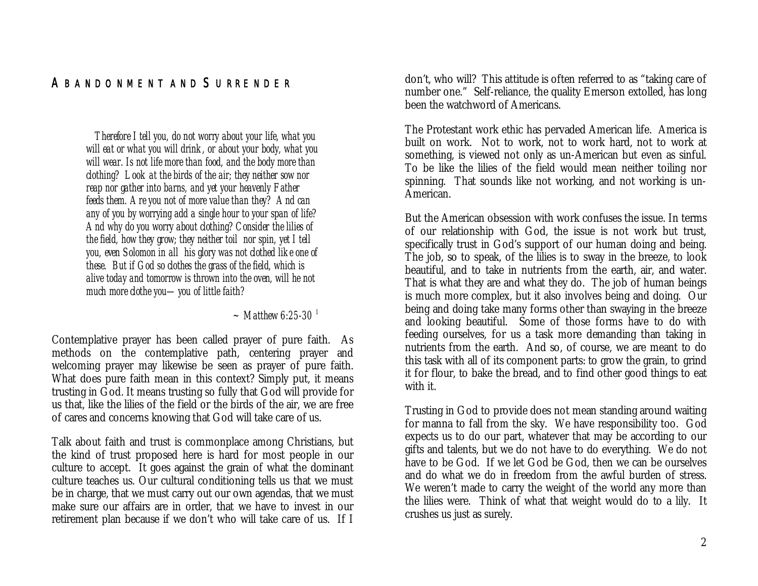## Abandonment and Surrender

> *Therefore I tell you, do not worry about your life, what you will eat or what you will drink, or about your body, what you will wear. Is not life more than food, and the body more than clothing? Look at the birds of the air; they neither sow nor reap nor gather into barns, and yet your heavenly Father feeds them. Are you not of more value than they? And can any of you by worrying add a single hour to your span of life? And why do you worry about clothing? Consider the lilies of the field, how they grow; they neither toil nor spin, yet I tell you, even Solomon in all his glory was not clothed like one of these. But if God so clothes the grass of the field, which is alive today and tomorrow is thrown into the oven, will he not much more clothe you—you of little faith?*
>
> *~ Matthew 6:25-30* [1]

Contemplative prayer has been called prayer of pure faith. As methods on the contemplative path, centering prayer and welcoming prayer may likewise be seen as prayer of pure faith. What does pure faith mean in this context? Simply put, it means trusting in God. It means trusting so fully that God will provide for us that, like the lilies of the field or the birds of the air, we are free of cares and concerns knowing that God will take care of us.

Talk about faith and trust is commonplace among Christians, but the kind of trust proposed here is hard for most people in our culture to accept. It goes against the grain of what the dominant culture teaches us. Our cultural conditioning tells us that we must be in charge, that we must carry out our own agendas, that we must make sure our affairs are in order, that we have to invest in our retirement plan because if we don't who will take care of us. If I don't, who will? This attitude is often referred to as "taking care of number one." Self-reliance, the quality Emerson extolled, has long been the watchword of Americans.

The Protestant work ethic has pervaded American life. America is built on work. Not to work, not to work hard, not to work at something, is viewed not only as un-American but even as sinful. To be like the lilies of the field would mean neither toiling nor spinning. That sounds like not working, and not working is un-American.

But the American obsession with work confuses the issue. In terms of our relationship with God, the issue is not work but trust, specifically trust in God's support of our human doing and being. The job, so to speak, of the lilies is to sway in the breeze, to look beautiful, and to take in nutrients from the earth, air, and water. That is what they are and what they do. The job of human beings is much more complex, but it also involves being and doing. Our being and doing take many forms other than swaying in the breeze and looking beautiful. Some of those forms have to do with feeding ourselves, for us a task more demanding than taking in nutrients from the earth. And so, of course, we are meant to do this task with all of its component parts: to grow the grain, to grind it for flour, to bake the bread, and to find other good things to eat with it.

Trusting in God to provide does not mean standing around waiting for manna to fall from the sky. We have responsibility too. God expects us to do our part, whatever that may be according to our gifts and talents, but we do not have to do everything. We do not have to be God. If we let God be God, then we can be ourselves and do what we do in freedom from the awful burden of stress. We weren't made to carry the weight of the world any more than the lilies were. Think of what that weight would do to a lily. It crushes us just as surely.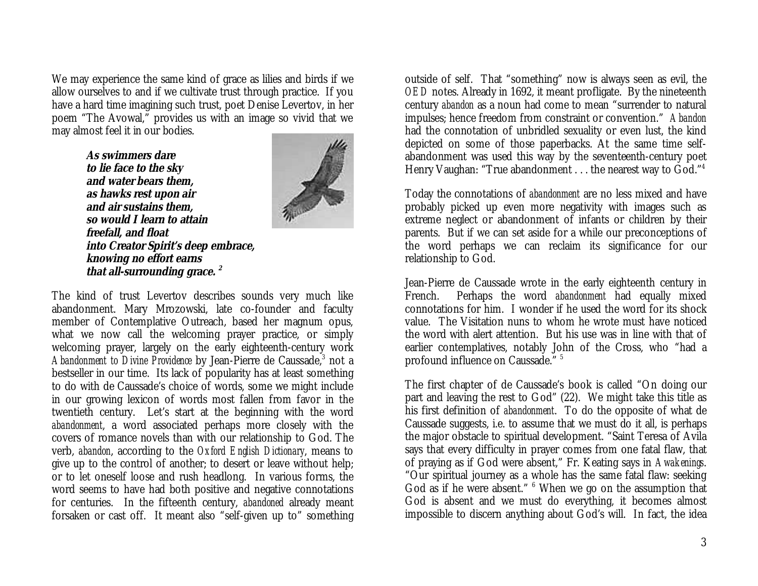We may experience the same kind of grace as lilies and birds if we allow ourselves to and if we cultivate trust through practice. If you have a hard time imagining such trust, poet Denise Levertov, in her poem "The Avowal," provides us with an image so vivid that we may almost feel it in our bodies.

> ***As swimmers dare***
> ***to lie face to the sky***
> ***and water bears them,***
> ***as hawks rest upon air***
> ***and air sustains them,***
> ***so would I learn to attain***
> ***freefall, and float***
> ***into Creator Spirit's deep embrace,***
> ***knowing no effort earns***
> ***that all-surrounding grace.*** [2]

The kind of trust Levertov describes sounds very much like abandonment. Mary Mrozowski, late co-founder and faculty member of Contemplative Outreach, based her magnum opus, what we now call the welcoming prayer practice, or simply welcoming prayer, largely on the early eighteenth-century work *Abandonment to Divine Providence* by Jean-Pierre de Caussade,[3] not a bestseller in our time. Its lack of popularity has at least something to do with de Caussade's choice of words, some we might include in our growing lexicon of words most fallen from favor in the twentieth century. Let's start at the beginning with the word *abandonment*, a word associated perhaps more closely with the covers of romance novels than with our relationship to God. The verb, *abandon*, according to the *Oxford English Dictionary*, means to give up to the control of another; to desert or leave without help; or to let oneself loose and rush headlong. In various forms, the word seems to have had both positive and negative connotations for centuries. In the fifteenth century, *abandoned* already meant forsaken or cast off. It meant also "self-given up to" something outside of self. That "something" now is always seen as evil, the *OED* notes. Already in 1692, it meant profligate. By the nineteenth century *abandon* as a noun had come to mean "surrender to natural impulses; hence freedom from constraint or convention." *Abandon* had the connotation of unbridled sexuality or even lust, the kind depicted on some of those paperbacks. At the same time self-abandonment was used this way by the seventeenth-century poet Henry Vaughan: "True abandonment . . . the nearest way to God."[4]

Today the connotations of *abandonment* are no less mixed and have probably picked up even more negativity with images such as extreme neglect or abandonment of infants or children by their parents. But if we can set aside for a while our preconceptions of the word perhaps we can reclaim its significance for our relationship to God.

Jean-Pierre de Caussade wrote in the early eighteenth century in French. Perhaps the word *abandonment* had equally mixed connotations for him. I wonder if he used the word for its shock value. The Visitation nuns to whom he wrote must have noticed the word with alert attention. But his use was in line with that of earlier contemplatives, notably John of the Cross, who "had a profound influence on Caussade." [5]

The first chapter of de Caussade's book is called "On doing our part and leaving the rest to God" (22). We might take this title as his first definition of *abandonment*. To do the opposite of what de Caussade suggests, i.e. to assume that we must do it all, is perhaps the major obstacle to spiritual development. "Saint Teresa of Avila says that every difficulty in prayer comes from one fatal flaw, that of praying as if God were absent," Fr. Keating says in *Awakenings*. "Our spiritual journey as a whole has the same fatal flaw: seeking God as if he were absent." [6] When we go on the assumption that God is absent and we must do everything, it becomes almost impossible to discern anything about God's will. In fact, the idea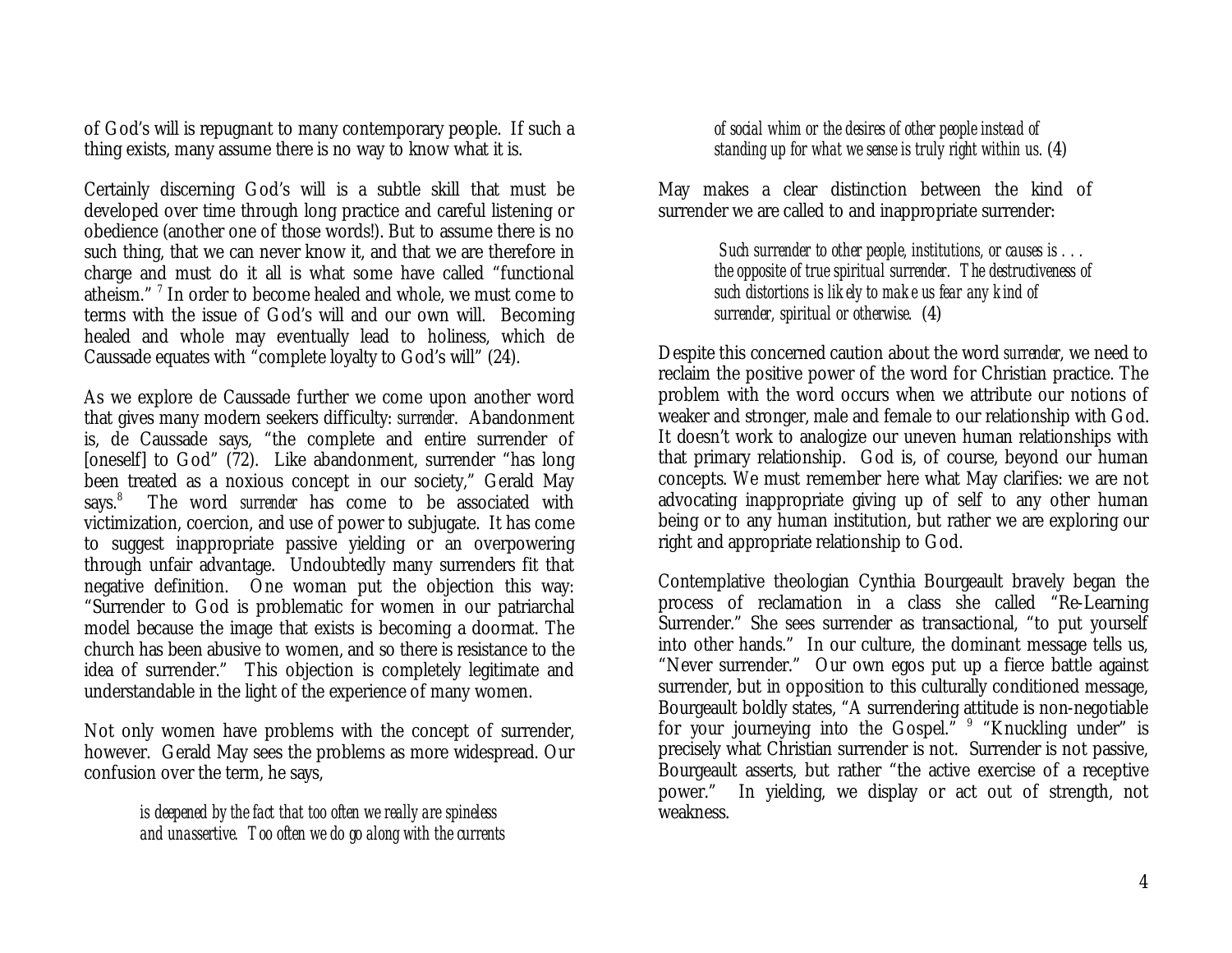of God's will is repugnant to many contemporary people. If such a thing exists, many assume there is no way to know what it is.

Certainly discerning God's will is a subtle skill that must be developed over time through long practice and careful listening or obedience (another one of those words!). But to assume there is no such thing, that we can never know it, and that we are therefore in charge and must do it all is what some have called "functional atheism." [7] In order to become healed and whole, we must come to terms with the issue of God's will and our own will. Becoming healed and whole may eventually lead to holiness, which de Caussade equates with "complete loyalty to God's will" (24).

As we explore de Caussade further we come upon another word that gives many modern seekers difficulty: *surrender*. Abandonment is, de Caussade says, "the complete and entire surrender of [oneself] to God" (72). Like abandonment, surrender "has long been treated as a noxious concept in our society," Gerald May says.[8] The word *surrender* has come to be associated with victimization, coercion, and use of power to subjugate. It has come to suggest inappropriate passive yielding or an overpowering through unfair advantage. Undoubtedly many surrenders fit that negative definition. One woman put the objection this way: "Surrender to God is problematic for women in our patriarchal model because the image that exists is becoming a doormat. The church has been abusive to women, and so there is resistance to the idea of surrender." This objection is completely legitimate and understandable in the light of the experience of many women.

Not only women have problems with the concept of surrender, however. Gerald May sees the problems as more widespread. Our confusion over the term, he says,

> *is deepened by the fact that too often we really are spineless and unassertive. Too often we do go along with the currents of social whim or the desires of other people instead of standing up for what we sense is truly right within us.* (4)

May makes a clear distinction between the kind of surrender we are called to and inappropriate surrender:

> *Such surrender to other people, institutions, or causes is . . . the opposite of true spiritual surrender. The destructiveness of such distortions is likely to make us fear any kind of surrender, spiritual or otherwise.* (4)

Despite this concerned caution about the word *surrender*, we need to reclaim the positive power of the word for Christian practice. The problem with the word occurs when we attribute our notions of weaker and stronger, male and female to our relationship with God. It doesn't work to analogize our uneven human relationships with that primary relationship. God is, of course, beyond our human concepts. We must remember here what May clarifies: we are not advocating inappropriate giving up of self to any other human being or to any human institution, but rather we are exploring our right and appropriate relationship to God.

Contemplative theologian Cynthia Bourgeault bravely began the process of reclamation in a class she called "Re-Learning Surrender." She sees surrender as transactional, "to put yourself into other hands." In our culture, the dominant message tells us, "Never surrender." Our own egos put up a fierce battle against surrender, but in opposition to this culturally conditioned message, Bourgeault boldly states, "A surrendering attitude is non-negotiable for your journeying into the Gospel." [9] "Knuckling under" is precisely what Christian surrender is not. Surrender is not passive, Bourgeault asserts, but rather "the active exercise of a receptive power." In yielding, we display or act out of strength, not weakness.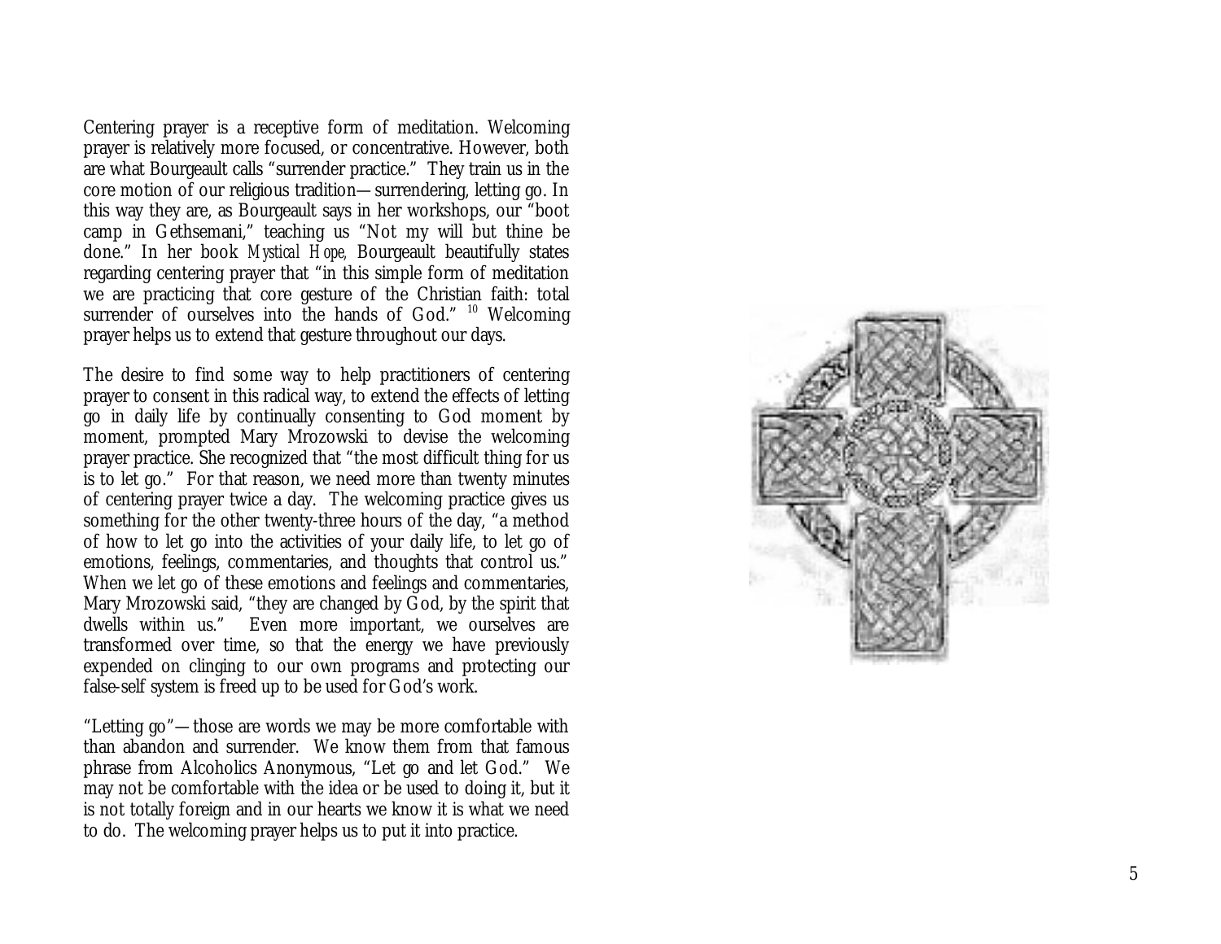Centering prayer is a receptive form of meditation. Welcoming prayer is relatively more focused, or concentrative. However, both are what Bourgeault calls "surrender practice." They train us in the core motion of our religious tradition—surrendering, letting go. In this way they are, as Bourgeault says in her workshops, our "boot camp in Gethsemani," teaching us "Not my will but thine be done." In her book *Mystical Hope,* Bourgeault beautifully states regarding centering prayer that "in this simple form of meditation we are practicing that core gesture of the Christian faith: total surrender of ourselves into the hands of God." [10] Welcoming prayer helps us to extend that gesture throughout our days.

The desire to find some way to help practitioners of centering prayer to consent in this radical way, to extend the effects of letting go in daily life by continually consenting to God moment by moment, prompted Mary Mrozowski to devise the welcoming prayer practice. She recognized that "the most difficult thing for us is to let go." For that reason, we need more than twenty minutes of centering prayer twice a day. The welcoming practice gives us something for the other twenty-three hours of the day, "a method of how to let go into the activities of your daily life, to let go of emotions, feelings, commentaries, and thoughts that control us." When we let go of these emotions and feelings and commentaries, Mary Mrozowski said, "they are changed by God, by the spirit that dwells within us." Even more important, we ourselves are transformed over time, so that the energy we have previously expended on clinging to our own programs and protecting our false-self system is freed up to be used for God's work.

"Letting go"—those are words we may be more comfortable with than abandon and surrender. We know them from that famous phrase from Alcoholics Anonymous, "Let go and let God." We may not be comfortable with the idea or be used to doing it, but it is not totally foreign and in our hearts we know it is what we need to do. The welcoming prayer helps us to put it into practice.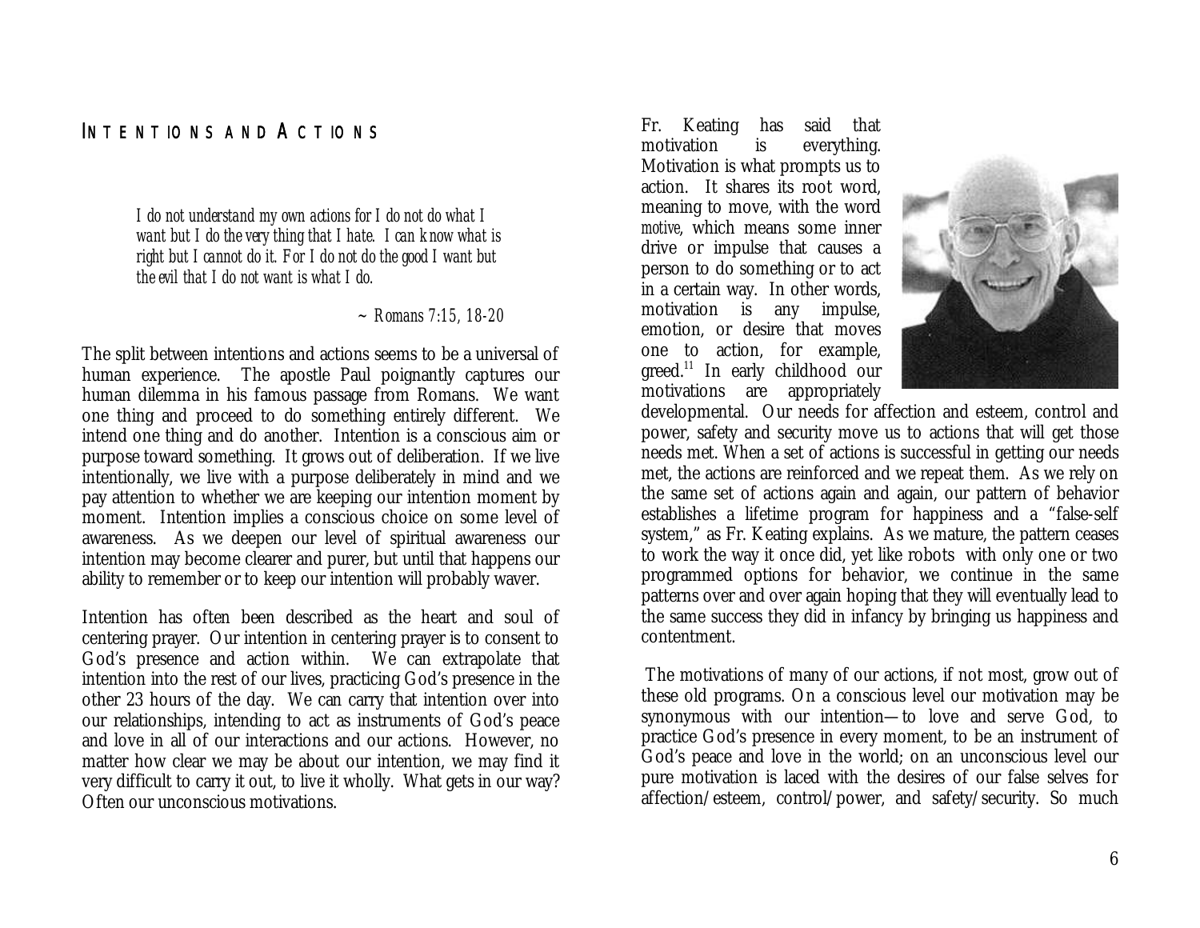## Intentions and Actions

> *I do not understand my own actions for I do not do what I want but I do the very thing that I hate. I can know what is right but I cannot do it. For I do not do the good I want but the evil that I do not want is what I do.*
>
> *~ Romans 7:15, 18-20*

The split between intentions and actions seems to be a universal of human experience. The apostle Paul poignantly captures our human dilemma in his famous passage from Romans. We want one thing and proceed to do something entirely different. We intend one thing and do another. Intention is a conscious aim or purpose toward something. It grows out of deliberation. If we live intentionally, we live with a purpose deliberately in mind and we pay attention to whether we are keeping our intention moment by moment. Intention implies a conscious choice on some level of awareness. As we deepen our level of spiritual awareness our intention may become clearer and purer, but until that happens our ability to remember or to keep our intention will probably waver.

Intention has often been described as the heart and soul of centering prayer. Our intention in centering prayer is to consent to God's presence and action within. We can extrapolate that intention into the rest of our lives, practicing God's presence in the other 23 hours of the day. We can carry that intention over into our relationships, intending to act as instruments of God's peace and love in all of our interactions and our actions. However, no matter how clear we may be about our intention, we may find it very difficult to carry it out, to live it wholly. What gets in our way? Often our unconscious motivations.

Fr. Keating has said that motivation is everything. Motivation is what prompts us to action. It shares its root word, meaning to move, with the word *motive*, which means some inner drive or impulse that causes a person to do something or to act in a certain way. In other words, motivation is any impulse, emotion, or desire that moves one to action, for example, greed.[11] In early childhood our motivations are appropriately developmental. Our needs for affection and esteem, control and power, safety and security move us to actions that will get those needs met. When a set of actions is successful in getting our needs met, the actions are reinforced and we repeat them. As we rely on the same set of actions again and again, our pattern of behavior establishes a lifetime program for happiness and a "false-self system," as Fr. Keating explains. As we mature, the pattern ceases to work the way it once did, yet like robots with only one or two programmed options for behavior, we continue in the same patterns over and over again hoping that they will eventually lead to the same success they did in infancy by bringing us happiness and contentment.

The motivations of many of our actions, if not most, grow out of these old programs. On a conscious level our motivation may be synonymous with our intention—to love and serve God, to practice God's presence in every moment, to be an instrument of God's peace and love in the world; on an unconscious level our pure motivation is laced with the desires of our false selves for affection/esteem, control/power, and safety/security. So much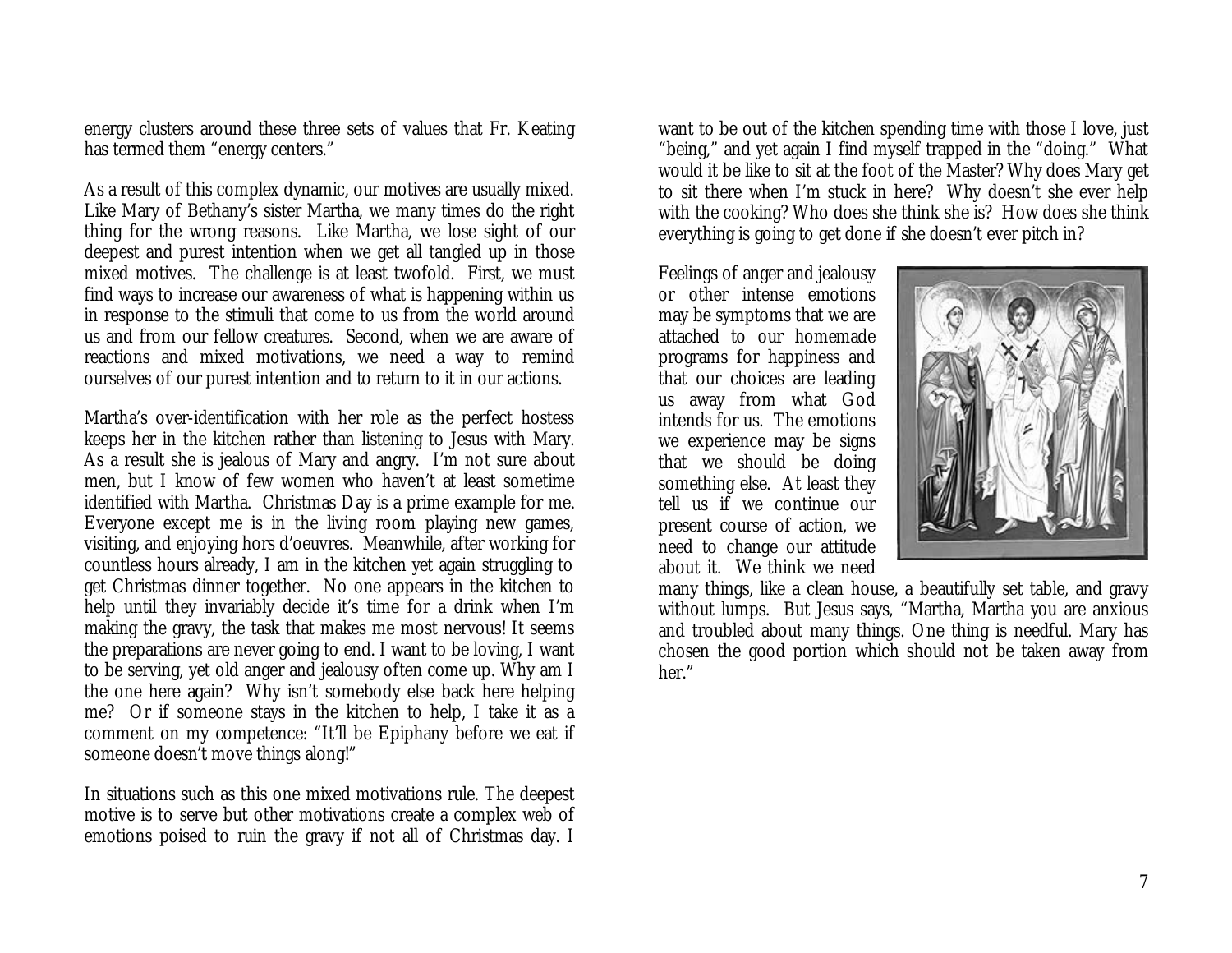energy clusters around these three sets of values that Fr. Keating has termed them "energy centers."

As a result of this complex dynamic, our motives are usually mixed. Like Mary of Bethany's sister Martha, we many times do the right thing for the wrong reasons. Like Martha, we lose sight of our deepest and purest intention when we get all tangled up in those mixed motives. The challenge is at least twofold. First, we must find ways to increase our awareness of what is happening within us in response to the stimuli that come to us from the world around us and from our fellow creatures. Second, when we are aware of reactions and mixed motivations, we need a way to remind ourselves of our purest intention and to return to it in our actions.

Martha's over-identification with her role as the perfect hostess keeps her in the kitchen rather than listening to Jesus with Mary. As a result she is jealous of Mary and angry. I'm not sure about men, but I know of few women who haven't at least sometime identified with Martha. Christmas Day is a prime example for me. Everyone except me is in the living room playing new games, visiting, and enjoying hors d'oeuvres. Meanwhile, after working for countless hours already, I am in the kitchen yet again struggling to get Christmas dinner together. No one appears in the kitchen to help until they invariably decide it's time for a drink when I'm making the gravy, the task that makes me most nervous! It seems the preparations are never going to end. I want to be loving, I want to be serving, yet old anger and jealousy often come up. Why am I the one here again? Why isn't somebody else back here helping me? Or if someone stays in the kitchen to help, I take it as a comment on my competence: "It'll be Epiphany before we eat if someone doesn't move things along!"

In situations such as this one mixed motivations rule. The deepest motive is to serve but other motivations create a complex web of emotions poised to ruin the gravy if not all of Christmas day. I want to be out of the kitchen spending time with those I love, just "being," and yet again I find myself trapped in the "doing." What would it be like to sit at the foot of the Master? Why does Mary get to sit there when I'm stuck in here? Why doesn't she ever help with the cooking? Who does she think she is? How does she think everything is going to get done if she doesn't ever pitch in?

Feelings of anger and jealousy or other intense emotions may be symptoms that we are attached to our homemade programs for happiness and that our choices are leading us away from what God intends for us. The emotions we experience may be signs that we should be doing something else. At least they tell us if we continue our present course of action, we need to change our attitude about it. We think we need many things, like a clean house, a beautifully set table, and gravy without lumps. But Jesus says, "Martha, Martha you are anxious and troubled about many things. One thing is needful. Mary has chosen the good portion which should not be taken away from her."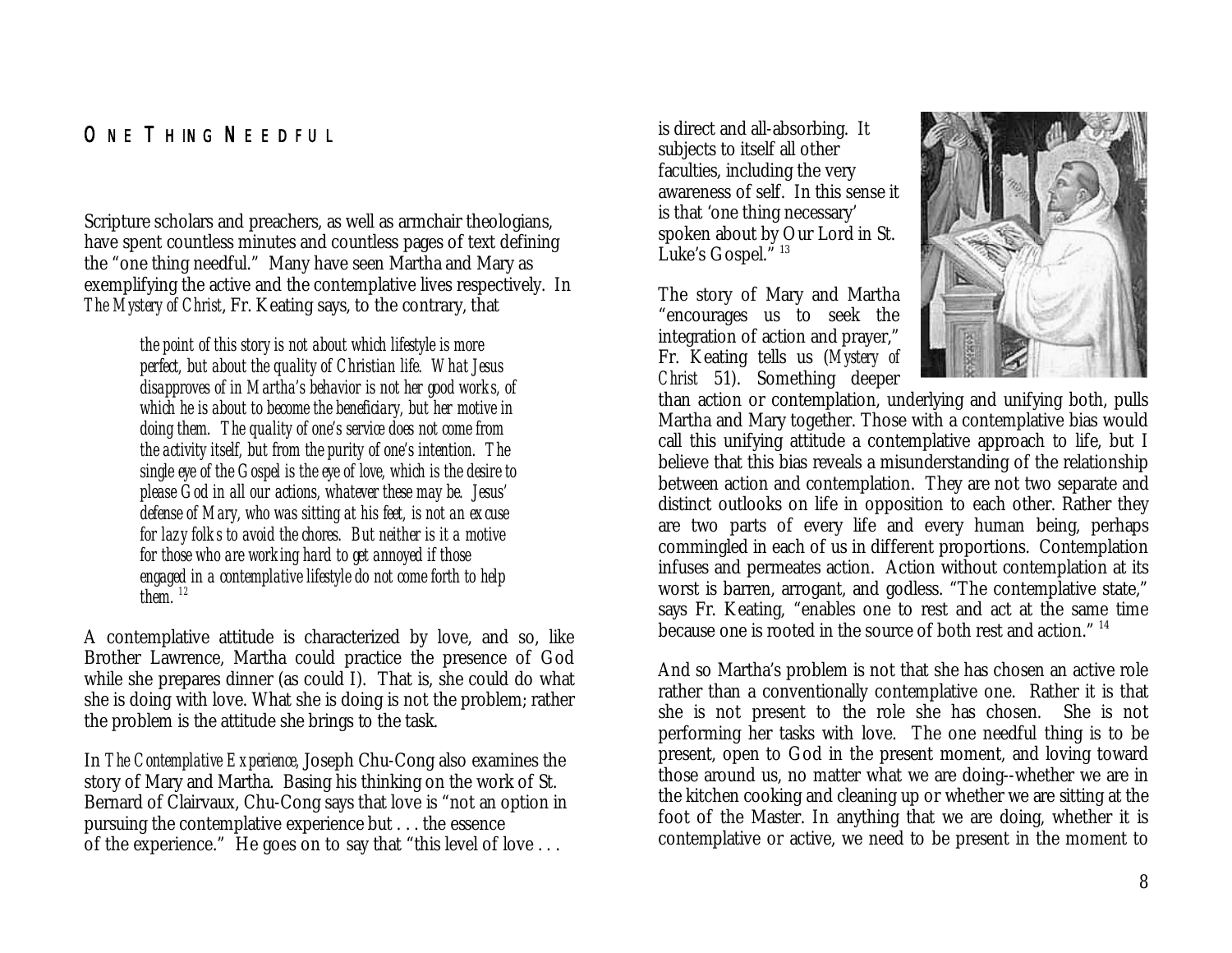## One Thing Needful

Scripture scholars and preachers, as well as armchair theologians, have spent countless minutes and countless pages of text defining the "one thing needful." Many have seen Martha and Mary as exemplifying the active and the contemplative lives respectively. In *The Mystery of Christ*, Fr. Keating says, to the contrary, that

> *the point of this story is not about which lifestyle is more perfect, but about the quality of Christian life. What Jesus disapproves of in Martha's behavior is not her good works, of which he is about to become the beneficiary, but her motive in doing them. The quality of one's service does not come from the activity itself, but from the purity of one's intention. The single eye of the Gospel is the eye of love, which is the desire to please God in all our actions, whatever these may be. Jesus' defense of Mary, who was sitting at his feet, is not an excuse for lazy folks to avoid the chores. But neither is it a motive for those who are working hard to get annoyed if those engaged in a contemplative lifestyle do not come forth to help them.* [12]

A contemplative attitude is characterized by love, and so, like Brother Lawrence, Martha could practice the presence of God while she prepares dinner (as could I). That is, she could do what she is doing with love. What she is doing is not the problem; rather the problem is the attitude she brings to the task.

In *The Contemplative Experience*, Joseph Chu-Cong also examines the story of Mary and Martha. Basing his thinking on the work of St. Bernard of Clairvaux, Chu-Cong says that love is "not an option in pursuing the contemplative experience but . . . the essence of the experience." He goes on to say that "this level of love . . . is direct and all-absorbing. It subjects to itself all other faculties, including the very awareness of self. In this sense it is that 'one thing necessary' spoken about by Our Lord in St. Luke's Gospel." [13]

The story of Mary and Martha "encourages us to seek the integration of action and prayer," Fr. Keating tells us (*Mystery of Christ* 51). Something deeper than action or contemplation, underlying and unifying both, pulls Martha and Mary together. Those with a contemplative bias would call this unifying attitude a contemplative approach to life, but I believe that this bias reveals a misunderstanding of the relationship between action and contemplation. They are not two separate and distinct outlooks on life in opposition to each other. Rather they are two parts of every life and every human being, perhaps commingled in each of us in different proportions. Contemplation infuses and permeates action. Action without contemplation at its worst is barren, arrogant, and godless. "The contemplative state," says Fr. Keating, "enables one to rest and act at the same time because one is rooted in the source of both rest and action." [14]

And so Martha's problem is not that she has chosen an active role rather than a conventionally contemplative one. Rather it is that she is not present to the role she has chosen. She is not performing her tasks with love. The one needful thing is to be present, open to God in the present moment, and loving toward those around us, no matter what we are doing--whether we are in the kitchen cooking and cleaning up or whether we are sitting at the foot of the Master. In anything that we are doing, whether it is contemplative or active, we need to be present in the moment to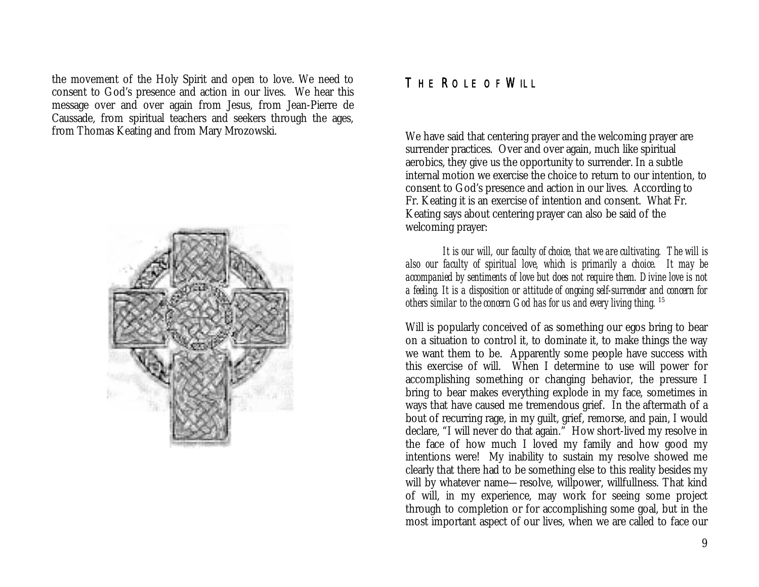the movement of the Holy Spirit and open to love. We need to consent to God's presence and action in our lives. We hear this message over and over again from Jesus, from Jean-Pierre de Caussade, from spiritual teachers and seekers through the ages, from Thomas Keating and from Mary Mrozowski.

## THE ROLE OF WILL

We have said that centering prayer and the welcoming prayer are surrender practices. Over and over again, much like spiritual aerobics, they give us the opportunity to surrender. In a subtle internal motion we exercise the choice to return to our intention, to consent to God's presence and action in our lives. According to Fr. Keating it is an exercise of intention and consent. What Fr. Keating says about centering prayer can also be said of the welcoming prayer:

> *It is our will, our faculty of choice, that we are cultivating. The will is also our faculty of spiritual love, which is primarily a choice. It may be accompanied by sentiments of love but does not require them. Divine love is not a feeling. It is a disposition or attitude of ongoing self-surrender and concern for others similar to the concern God has for us and every living thing.* [15]

Will is popularly conceived of as something our egos bring to bear on a situation to control it, to dominate it, to make things the way we want them to be. Apparently some people have success with this exercise of will. When I determine to use will power for accomplishing something or changing behavior, the pressure I bring to bear makes everything explode in my face, sometimes in ways that have caused me tremendous grief. In the aftermath of a bout of recurring rage, in my guilt, grief, remorse, and pain, I would declare, "I will never do that again." How short-lived my resolve in the face of how much I loved my family and how good my intentions were! My inability to sustain my resolve showed me clearly that there had to be something else to this reality besides my will by whatever name—resolve, willpower, willfullness. That kind of will, in my experience, may work for seeing some project through to completion or for accomplishing some goal, but in the most important aspect of our lives, when we are called to face our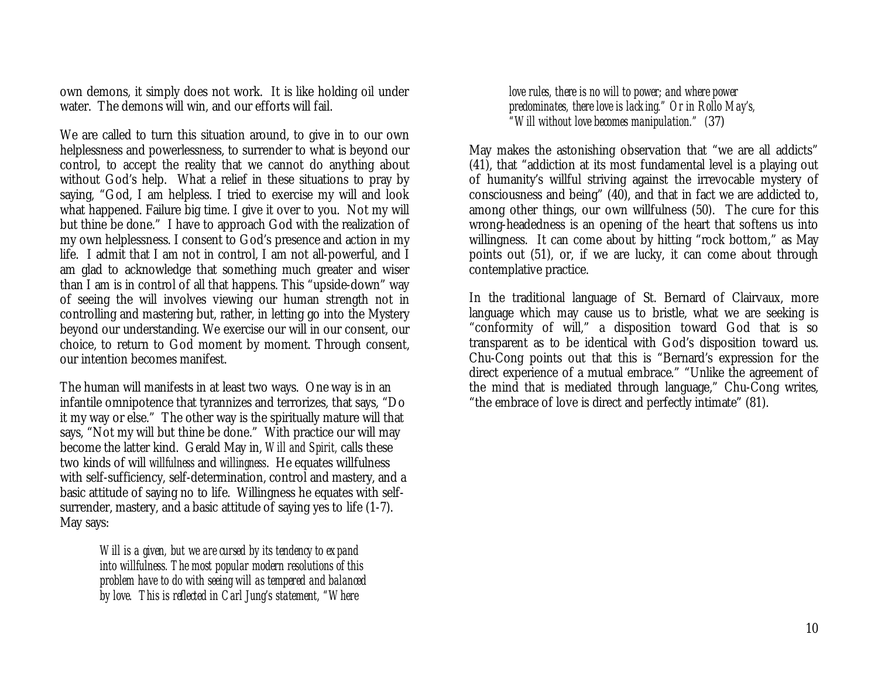own demons, it simply does not work. It is like holding oil under water. The demons will win, and our efforts will fail.

We are called to turn this situation around, to give in to our own helplessness and powerlessness, to surrender to what is beyond our control, to accept the reality that we cannot do anything about without God's help. What a relief in these situations to pray by saying, "God, I am helpless. I tried to exercise my will and look what happened. Failure big time. I give it over to you. Not my will but thine be done." I have to approach God with the realization of my own helplessness. I consent to God's presence and action in my life. I admit that I am not in control, I am not all-powerful, and I am glad to acknowledge that something much greater and wiser than I am is in control of all that happens. This "upside-down" way of seeing the will involves viewing our human strength not in controlling and mastering but, rather, in letting go into the Mystery beyond our understanding. We exercise our will in our consent, our choice, to return to God moment by moment. Through consent, our intention becomes manifest.

The human will manifests in at least two ways. One way is in an infantile omnipotence that tyrannizes and terrorizes, that says, "Do it my way or else." The other way is the spiritually mature will that says, "Not my will but thine be done." With practice our will may become the latter kind. Gerald May in, *Will and Spirit,* calls these two kinds of will *willfulness* and *willingness*. He equates willfulness with self-sufficiency, self-determination, control and mastery, and a basic attitude of saying no to life. Willingness he equates with self-surrender, mastery, and a basic attitude of saying yes to life (1-7). May says:

> *Will is a given, but we are cursed by its tendency to expand into willfulness. The most popular modern resolutions of this problem have to do with seeing will as tempered and balanced by love. This is reflected in Carl Jung's statement, "Where love rules, there is no will to power; and where power predominates, there love is lacking." Or in Rollo May's, "Will without love becomes manipulation."* (37)

May makes the astonishing observation that "we are all addicts" (41), that "addiction at its most fundamental level is a playing out of humanity's willful striving against the irrevocable mystery of consciousness and being" (40), and that in fact we are addicted to, among other things, our own willfulness (50). The cure for this wrong-headedness is an opening of the heart that softens us into willingness. It can come about by hitting "rock bottom," as May points out (51), or, if we are lucky, it can come about through contemplative practice.

In the traditional language of St. Bernard of Clairvaux, more language which may cause us to bristle, what we are seeking is "conformity of will," a disposition toward God that is so transparent as to be identical with God's disposition toward us. Chu-Cong points out that this is "Bernard's expression for the direct experience of a mutual embrace." "Unlike the agreement of the mind that is mediated through language," Chu-Cong writes, "the embrace of love is direct and perfectly intimate" (81).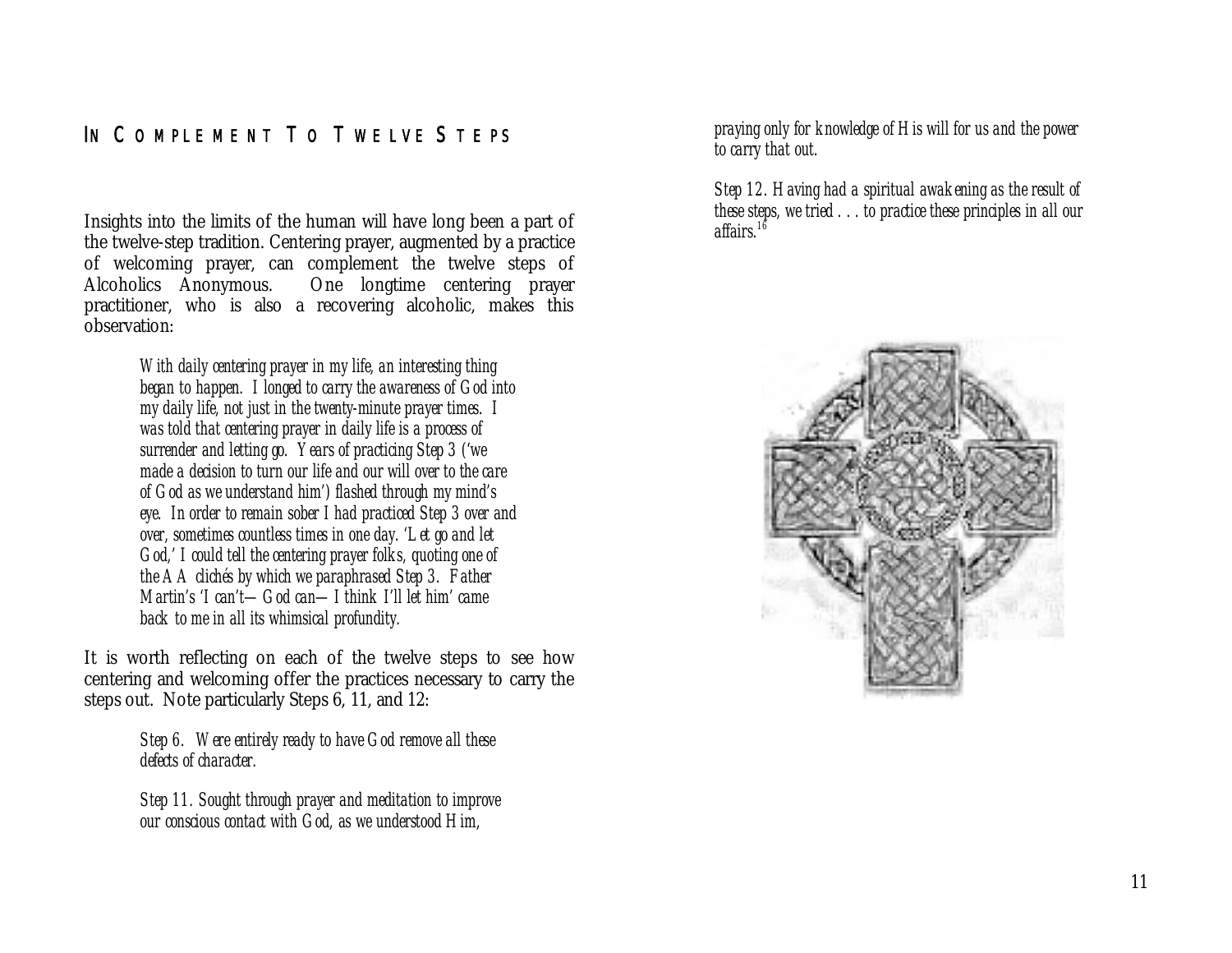## In Complement to Twelve Steps

Insights into the limits of the human will have long been a part of the twelve-step tradition. Centering prayer, augmented by a practice of welcoming prayer, can complement the twelve steps of Alcoholics Anonymous. One longtime centering prayer practitioner, who is also a recovering alcoholic, makes this observation:

> *With daily centering prayer in my life, an interesting thing began to happen. I longed to carry the awareness of God into my daily life, not just in the twenty-minute prayer times. I was told that centering prayer in daily life is a process of surrender and letting go. Years of practicing Step 3 ('we made a decision to turn our life and our will over to the care of God as we understand him') flashed through my mind's eye. In order to remain sober I had practiced Step 3 over and over, sometimes countless times in one day. 'Let go and let God,' I could tell the centering prayer folks, quoting one of the AA clichés by which we paraphrased Step 3. Father Martin's 'I can't—God can—I think I'll let him' came back to me in all its whimsical profundity.*

It is worth reflecting on each of the twelve steps to see how centering and welcoming offer the practices necessary to carry the steps out. Note particularly Steps 6, 11, and 12:

> *Step 6. Were entirely ready to have God remove all these defects of character.*
>
> *Step 11. Sought through prayer and meditation to improve our conscious contact with God, as we understood Him, praying only for knowledge of His will for us and the power to carry that out.*
>
> *Step 12. Having had a spiritual awakening as the result of these steps, we tried . . . to practice these principles in all our affairs.*[16]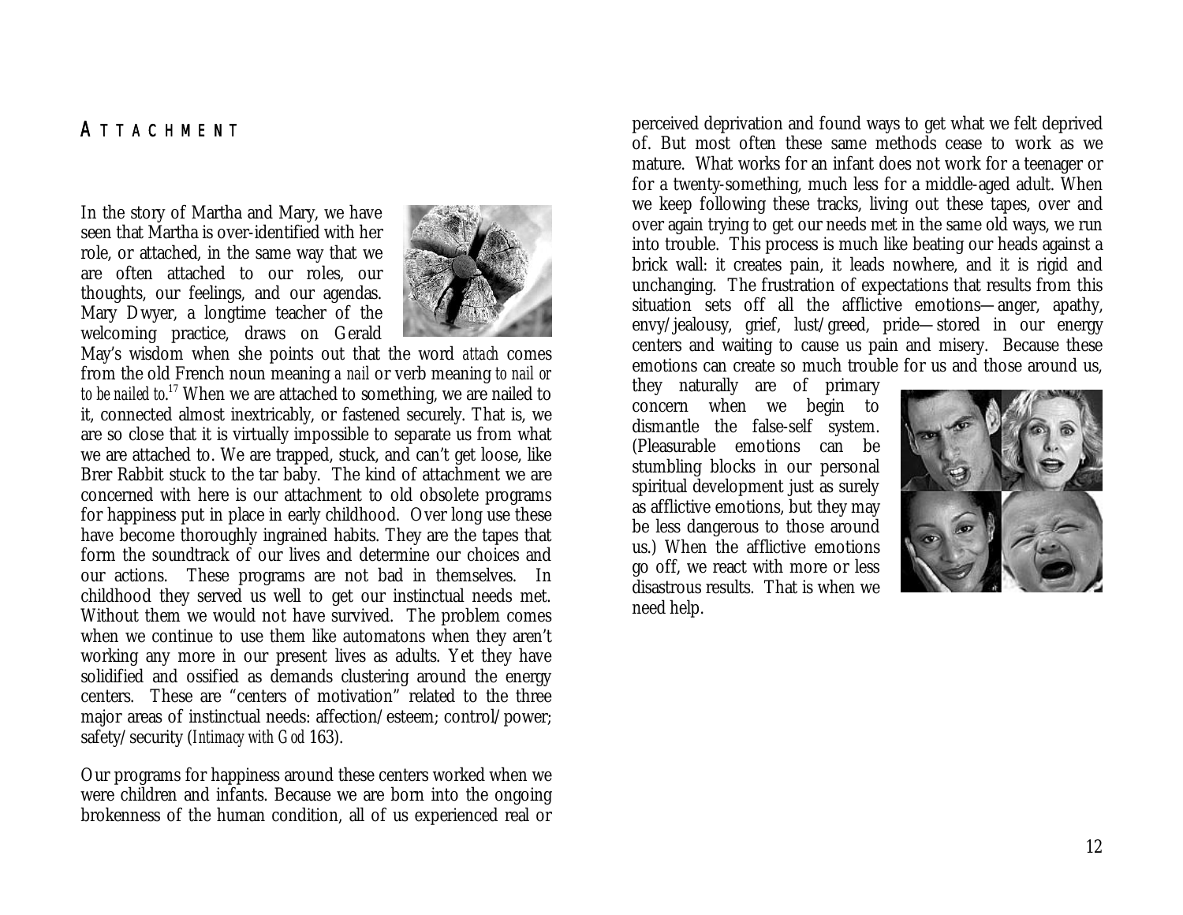## Attachment

In the story of Martha and Mary, we have seen that Martha is over-identified with her role, or attached, in the same way that we are often attached to our roles, our thoughts, our feelings, and our agendas. Mary Dwyer, a longtime teacher of the welcoming practice, draws on Gerald May's wisdom when she points out that the word *attach* comes from the old French noun meaning *a nail* or verb meaning *to nail or to be nailed to*.[17] When we are attached to something, we are nailed to it, connected almost inextricably, or fastened securely. That is, we are so close that it is virtually impossible to separate us from what we are attached to. We are trapped, stuck, and can't get loose, like Brer Rabbit stuck to the tar baby. The kind of attachment we are concerned with here is our attachment to old obsolete programs for happiness put in place in early childhood. Over long use these have become thoroughly ingrained habits. They are the tapes that form the soundtrack of our lives and determine our choices and our actions. These programs are not bad in themselves. In childhood they served us well to get our instinctual needs met. Without them we would not have survived. The problem comes when we continue to use them like automatons when they aren't working any more in our present lives as adults. Yet they have solidified and ossified as demands clustering around the energy centers. These are "centers of motivation" related to the three major areas of instinctual needs: affection/esteem; control/power; safety/security (*Intimacy with God* 163).

Our programs for happiness around these centers worked when we were children and infants. Because we are born into the ongoing brokenness of the human condition, all of us experienced real or perceived deprivation and found ways to get what we felt deprived of. But most often these same methods cease to work as we mature. What works for an infant does not work for a teenager or for a twenty-something, much less for a middle-aged adult. When we keep following these tracks, living out these tapes, over and over again trying to get our needs met in the same old ways, we run into trouble. This process is much like beating our heads against a brick wall: it creates pain, it leads nowhere, and it is rigid and unchanging. The frustration of expectations that results from this situation sets off all the afflictive emotions—anger, apathy, envy/jealousy, grief, lust/greed, pride—stored in our energy centers and waiting to cause us pain and misery. Because these emotions can create so much trouble for us and those around us, they naturally are of primary concern when we begin to dismantle the false-self system. (Pleasurable emotions can be stumbling blocks in our personal spiritual development just as surely as afflictive emotions, but they may be less dangerous to those around us.) When the afflictive emotions go off, we react with more or less disastrous results. That is when we need help.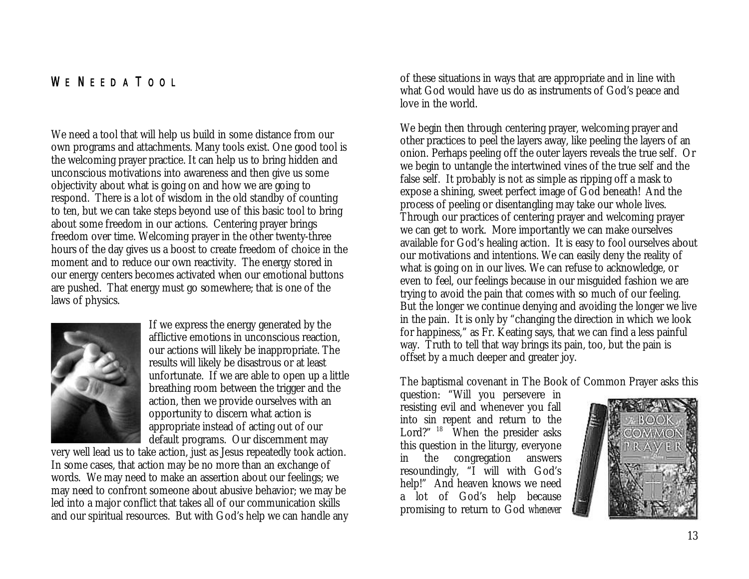## We Need a Tool

We need a tool that will help us build in some distance from our own programs and attachments. Many tools exist. One good tool is the welcoming prayer practice. It can help us to bring hidden and unconscious motivations into awareness and then give us some objectivity about what is going on and how we are going to respond. There is a lot of wisdom in the old standby of counting to ten, but we can take steps beyond use of this basic tool to bring about some freedom in our actions. Centering prayer brings freedom over time. Welcoming prayer in the other twenty-three hours of the day gives us a boost to create freedom of choice in the moment and to reduce our own reactivity. The energy stored in our energy centers becomes activated when our emotional buttons are pushed. That energy must go somewhere; that is one of the laws of physics.

If we express the energy generated by the afflictive emotions in unconscious reaction, our actions will likely be inappropriate. The results will likely be disastrous or at least unfortunate. If we are able to open up a little breathing room between the trigger and the action, then we provide ourselves with an opportunity to discern what action is appropriate instead of acting out of our default programs. Our discernment may very well lead us to take action, just as Jesus repeatedly took action. In some cases, that action may be no more than an exchange of words. We may need to make an assertion about our feelings; we may need to confront someone about abusive behavior; we may be led into a major conflict that takes all of our communication skills and our spiritual resources. But with God's help we can handle any of these situations in ways that are appropriate and in line with what God would have us do as instruments of God's peace and love in the world.

We begin then through centering prayer, welcoming prayer and other practices to peel the layers away, like peeling the layers of an onion. Perhaps peeling off the outer layers reveals the true self. Or we begin to untangle the intertwined vines of the true self and the false self. It probably is not as simple as ripping off a mask to expose a shining, sweet perfect image of God beneath! And the process of peeling or disentangling may take our whole lives. Through our practices of centering prayer and welcoming prayer we can get to work. More importantly we can make ourselves available for God's healing action. It is easy to fool ourselves about our motivations and intentions. We can easily deny the reality of what is going on in our lives. We can refuse to acknowledge, or even to feel, our feelings because in our misguided fashion we are trying to avoid the pain that comes with so much of our feeling. But the longer we continue denying and avoiding the longer we live in the pain. It is only by "changing the direction in which we look for happiness," as Fr. Keating says, that we can find a less painful way. Truth to tell that way brings its pain, too, but the pain is offset by a much deeper and greater joy.

The baptismal covenant in The Book of Common Prayer asks this question: "Will you persevere in resisting evil and whenever you fall into sin repent and return to the Lord?" [18] When the presider asks this question in the liturgy, everyone in the congregation answers resoundingly, "I will with God's help!" And heaven knows we need a lot of God's help because promising to return to God *whenever*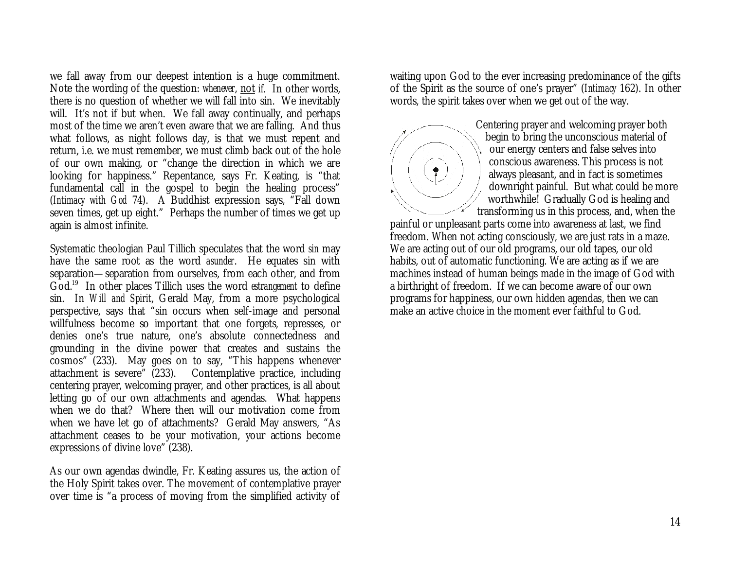we fall away from our deepest intention is a huge commitment. Note the wording of the question: *whenever*, not *if*. In other words, there is no question of whether we will fall into sin. We inevitably will. It's not if but when. We fall away continually, and perhaps most of the time we aren't even aware that we are falling. And thus what follows, as night follows day, is that we must repent and return, i.e. we must remember, we must climb back out of the hole of our own making, or "change the direction in which we are looking for happiness." Repentance, says Fr. Keating, is "that fundamental call in the gospel to begin the healing process" (*Intimacy with God* 74). A Buddhist expression says, "Fall down seven times, get up eight." Perhaps the number of times we get up again is almost infinite.

Systematic theologian Paul Tillich speculates that the word *sin* may have the same root as the word *asunder*. He equates sin with separation—separation from ourselves, from each other, and from God.[19] In other places Tillich uses the word *estrangement* to define sin. In *Will and Spirit*, Gerald May, from a more psychological perspective, says that "sin occurs when self-image and personal willfulness become so important that one forgets, represses, or denies one's true nature, one's absolute connectedness and grounding in the divine power that creates and sustains the cosmos" (233). May goes on to say, "This happens whenever attachment is severe" (233). Contemplative practice, including centering prayer, welcoming prayer, and other practices, is all about letting go of our own attachments and agendas. What happens when we do that? Where then will our motivation come from when we have let go of attachments? Gerald May answers, "As attachment ceases to be your motivation, your actions become expressions of divine love" (238).

As our own agendas dwindle, Fr. Keating assures us, the action of the Holy Spirit takes over. The movement of contemplative prayer over time is "a process of moving from the simplified activity of waiting upon God to the ever increasing predominance of the gifts of the Spirit as the source of one's prayer" (*Intimacy* 162). In other words, the spirit takes over when we get out of the way.

Centering prayer and welcoming prayer both begin to bring the unconscious material of our energy centers and false selves into conscious awareness. This process is not always pleasant, and in fact is sometimes downright painful. But what could be more worthwhile! Gradually God is healing and transforming us in this process, and, when the painful or unpleasant parts come into awareness at last, we find freedom. When not acting consciously, we are just rats in a maze. We are acting out of our old programs, our old tapes, our old habits, out of automatic functioning. We are acting as if we are machines instead of human beings made in the image of God with a birthright of freedom. If we can become aware of our own programs for happiness, our own hidden agendas, then we can make an active choice in the moment ever faithful to God.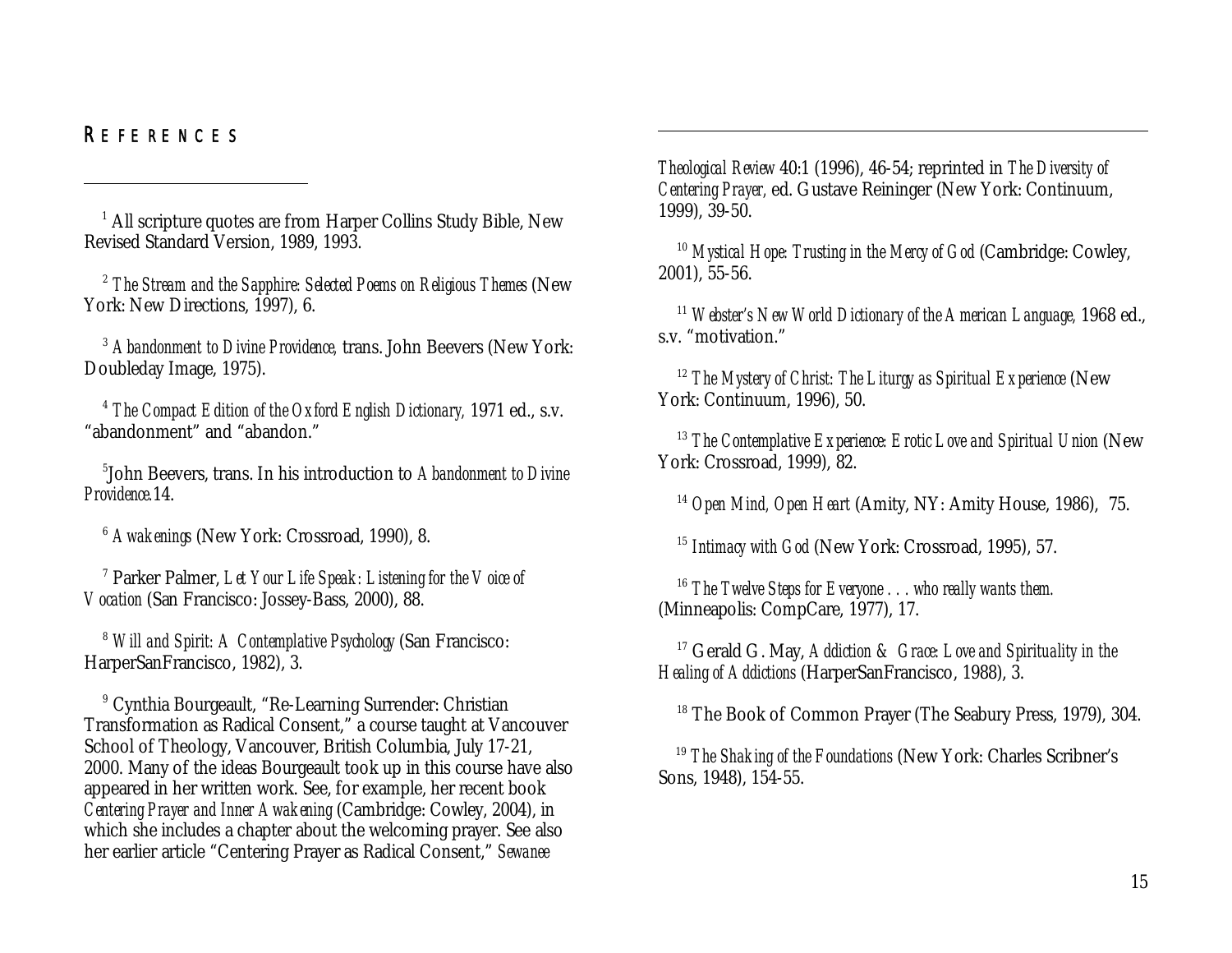## REFERENCES

[1] All scripture quotes are from Harper Collins Study Bible, New Revised Standard Version, 1989, 1993.

[2] *The Stream and the Sapphire: Selected Poems on Religious Themes* (New York: New Directions, 1997), 6.

[3] *Abandonment to Divine Providence,* trans. John Beevers (New York: Doubleday Image, 1975).

[4] *The Compact Edition of the Oxford English Dictionary,* 1971 ed., s.v. "abandonment" and "abandon."

[5] John Beevers, trans. In his introduction to *Abandonment to Divine Providence.*14.

[6] *Awakenings* (New York: Crossroad, 1990), 8.

[7] Parker Palmer, *Let Your Life Speak: Listening for the Voice of Vocation* (San Francisco: Jossey-Bass, 2000), 88.

[8] *Will and Spirit: A Contemplative Psychology* (San Francisco: HarperSanFrancisco, 1982), 3.

[9] Cynthia Bourgeault, "Re-Learning Surrender: Christian Transformation as Radical Consent," a course taught at Vancouver School of Theology, Vancouver, British Columbia, July 17-21, 2000. Many of the ideas Bourgeault took up in this course have also appeared in her written work. See, for example, her recent book *Centering Prayer and Inner Awakening* (Cambridge: Cowley, 2004), in which she includes a chapter about the welcoming prayer. See also her earlier article "Centering Prayer as Radical Consent," *Sewanee Theological Review* 40:1 (1996), 46-54; reprinted in *The Diversity of Centering Prayer,* ed. Gustave Reininger (New York: Continuum, 1999), 39-50.

[10] *Mystical Hope: Trusting in the Mercy of God* (Cambridge: Cowley, 2001), 55-56.

[11] *Webster's New World Dictionary of the American Language,* 1968 ed., s.v. "motivation."

[12] *The Mystery of Christ: The Liturgy as Spiritual Experience* (New York: Continuum, 1996), 50.

[13] *The Contemplative Experience: Erotic Love and Spiritual Union* (New York: Crossroad, 1999), 82.

[14] *Open Mind, Open Heart* (Amity, NY: Amity House, 1986), 75.

[15] *Intimacy with God* (New York: Crossroad, 1995), 57.

[16] *The Twelve Steps for Everyone . . . who really wants them.* (Minneapolis: CompCare, 1977), 17.

[17] Gerald G. May, *Addiction & Grace: Love and Spirituality in the Healing of Addictions* (HarperSanFrancisco, 1988), 3.

[18] The Book of Common Prayer (The Seabury Press, 1979), 304.

[19] *The Shaking of the Foundations* (New York: Charles Scribner's Sons, 1948), 154-55.